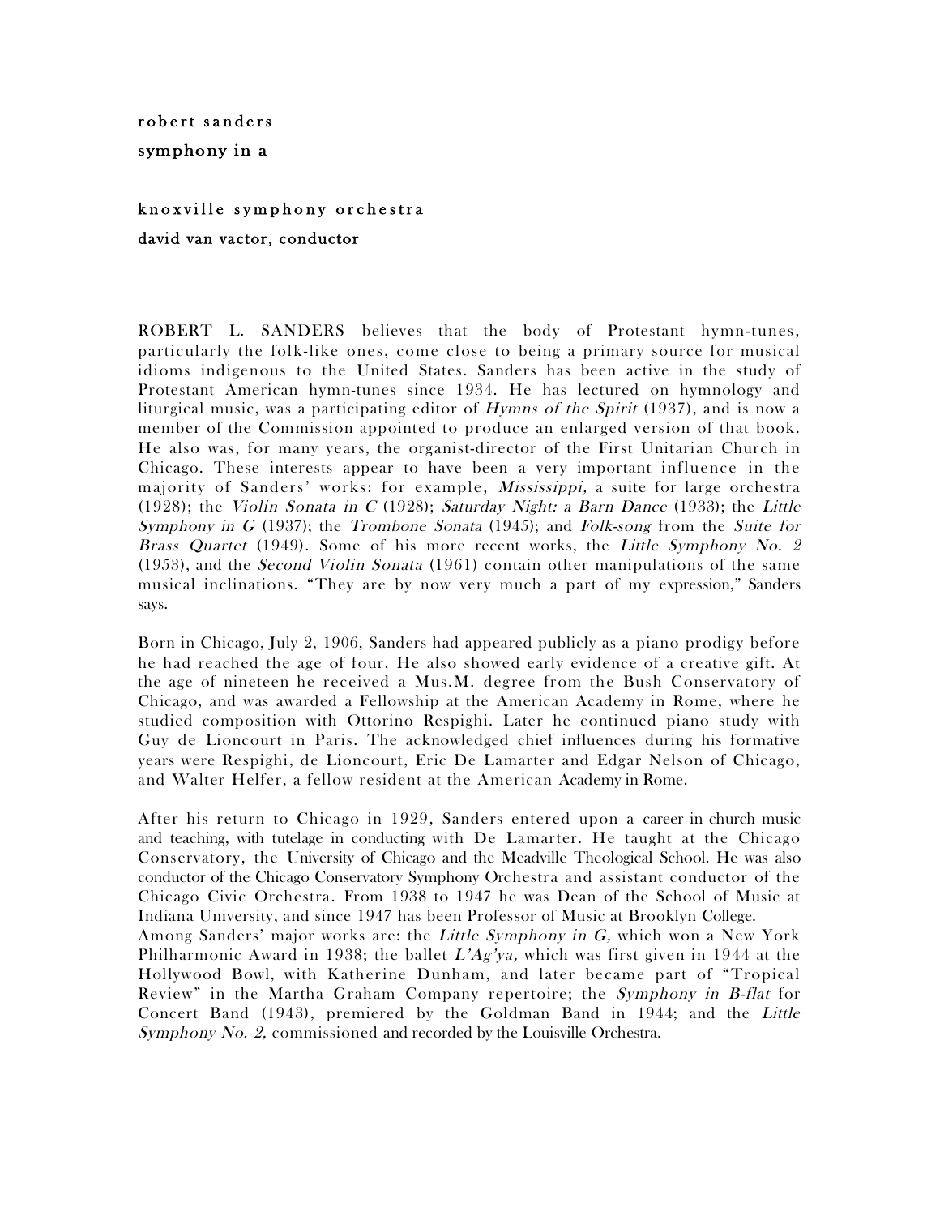**robert sanders**

**symphony in a**

**knoxville symphony orchestra**

**david van vactor, conductor**

ROBERT L. SANDERS believes that the body of Protestant hymn-tunes, particularly the folk-like ones, come close to being a primary source for musical idioms indigenous to the United States. Sanders has been active in the study of Protestant American hymn-tunes since 1934. He has lectured on hymnology and liturgical music, was a participating editor of *Hymns of the Spirit* (1937), and is now a member of the Commission appointed to produce an enlarged version of that book. He also was, for many years, the organist-director of the First Unitarian Church in Chicago. These interests appear to have been a very important influence in the majority of Sanders' works: for example, *Mississippi,* a suite for large orchestra (1928); the *Violin Sonata in C* (1928); *Saturday Night: a Barn Dance* (1933); the *Little Symphony in G* (1937); the *Trombone Sonata* (1945); and *Folk-song* from the *Suite for Brass Quartet* (1949). Some of his more recent works, the *Little Symphony No. 2* (1953), and the *Second Violin Sonata* (1961) contain other manipulations of the same musical inclinations. "They are by now very much a part of my expression," Sanders says.

Born in Chicago, July 2, 1906, Sanders had appeared publicly as a piano prodigy before he had reached the age of four. He also showed early evidence of a creative gift. At the age of nineteen he received a Mus.M. degree from the Bush Conservatory of Chicago, and was awarded a Fellowship at the American Academy in Rome, where he studied composition with Ottorino Respighi. Later he continued piano study with Guy de Lioncourt in Paris. The acknowledged chief influences during his formative years were Respighi, de Lioncourt, Eric De Lamarter and Edgar Nelson of Chicago, and Walter Helfer, a fellow resident at the American Academy in Rome.

After his return to Chicago in 1929, Sanders entered upon a career in church music and teaching, with tutelage in conducting with De Lamarter. He taught at the Chicago Conservatory, the University of Chicago and the Meadville Theological School. He was also conductor of the Chicago Conservatory Symphony Orchestra and assistant conductor of the Chicago Civic Orchestra. From 1938 to 1947 he was Dean of the School of Music at Indiana University, and since 1947 has been Professor of Music at Brooklyn College.
Among Sanders' major works are: the *Little Symphony in G,* which won a New York Philharmonic Award in 1938; the ballet *L'Ag'ya,* which was first given in 1944 at the Hollywood Bowl, with Katherine Dunham, and later became part of "Tropical Review" in the Martha Graham Company repertoire; the *Symphony in B-flat* for Concert Band (1943), premiered by the Goldman Band in 1944; and the *Little Symphony No. 2,* commissioned and recorded by the Louisville Orchestra.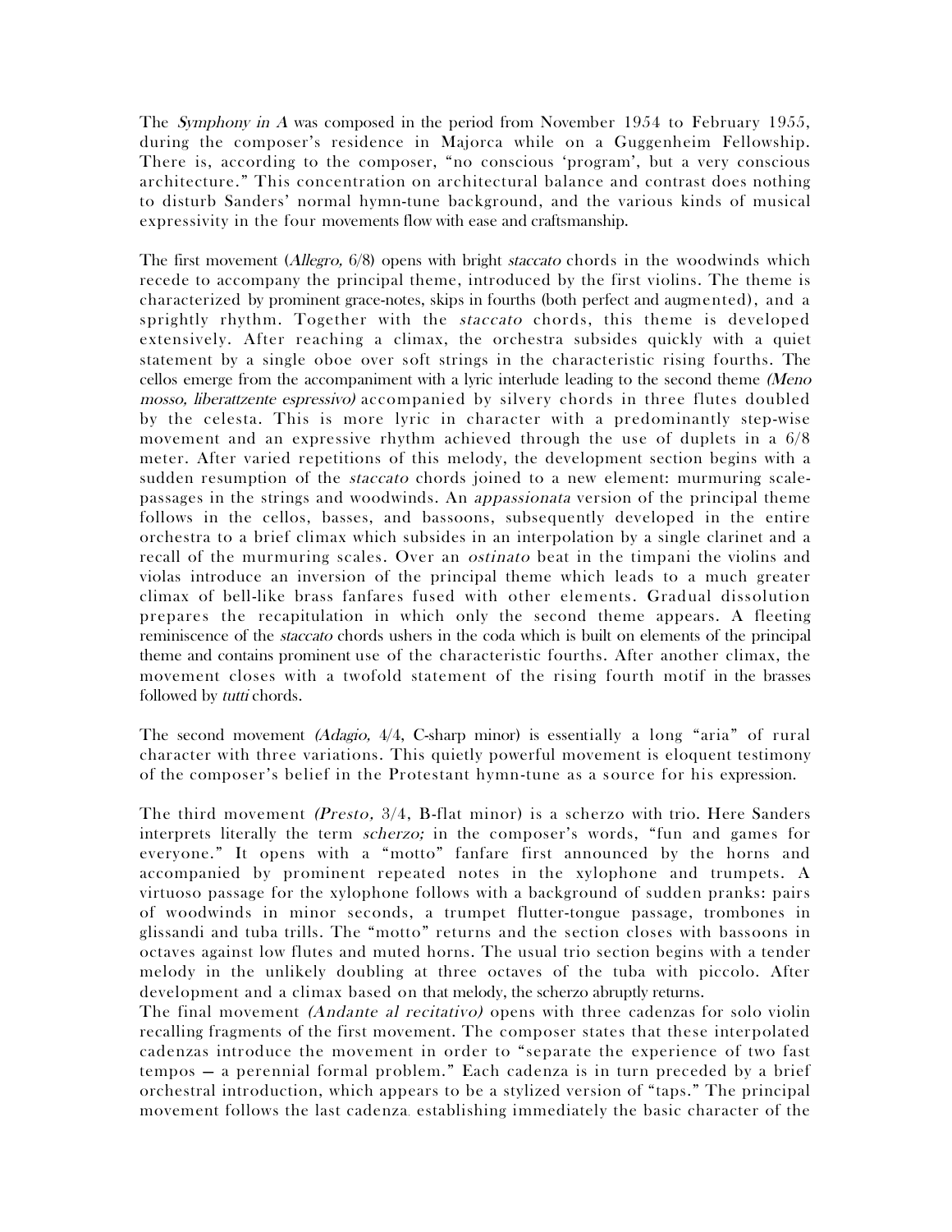The *Symphony in A* was composed in the period from November 1954 to February 1955, during the composer's residence in Majorca while on a Guggenheim Fellowship. There is, according to the composer, "no conscious 'program', but a very conscious architecture." This concentration on architectural balance and contrast does nothing to disturb Sanders' normal hymn-tune background, and the various kinds of musical expressivity in the four movements flow with ease and craftsmanship.

The first movement (*Allegro,* 6/8) opens with bright *staccato* chords in the woodwinds which recede to accompany the principal theme, introduced by the first violins. The theme is characterized by prominent grace-notes, skips in fourths (both perfect and augmented), and a sprightly rhythm. Together with the *staccato* chords, this theme is developed extensively. After reaching a climax, the orchestra subsides quickly with a quiet statement by a single oboe over soft strings in the characteristic rising fourths. The cellos emerge from the accompaniment with a lyric interlude leading to the second theme *(Meno mosso, liberattzente espressivo)* accompanied by silvery chords in three flutes doubled by the celesta. This is more lyric in character with a predominantly step-wise movement and an expressive rhythm achieved through the use of duplets in a 6/8 meter. After varied repetitions of this melody, the development section begins with a sudden resumption of the *staccato* chords joined to a new element: murmuring scale-passages in the strings and woodwinds. An *appassionata* version of the principal theme follows in the cellos, basses, and bassoons, subsequently developed in the entire orchestra to a brief climax which subsides in an interpolation by a single clarinet and a recall of the murmuring scales. Over an *ostinato* beat in the timpani the violins and violas introduce an inversion of the principal theme which leads to a much greater climax of bell-like brass fanfares fused with other elements. Gradual dissolution prepares the recapitulation in which only the second theme appears. A fleeting reminiscence of the *staccato* chords ushers in the coda which is built on elements of the principal theme and contains prominent use of the characteristic fourths. After another climax, the movement closes with a twofold statement of the rising fourth motif in the brasses followed by *tutti* chords.

The second movement *(Adagio,* 4/4, C-sharp minor) is essentially a long "aria" of rural character with three variations. This quietly powerful movement is eloquent testimony of the composer's belief in the Protestant hymn-tune as a source for his expression.

The third movement *(Presto,* 3/4, B-flat minor) is a scherzo with trio. Here Sanders interprets literally the term *scherzo;* in the composer's words, "fun and games for everyone." It opens with a "motto" fanfare first announced by the horns and accompanied by prominent repeated notes in the xylophone and trumpets. A virtuoso passage for the xylophone follows with a background of sudden pranks: pairs of woodwinds in minor seconds, a trumpet flutter-tongue passage, trombones in glissandi and tuba trills. The "motto" returns and the section closes with bassoons in octaves against low flutes and muted horns. The usual trio section begins with a tender melody in the unlikely doubling at three octaves of the tuba with piccolo. After development and a climax based on that melody, the scherzo abruptly returns.

The final movement *(Andante al recitativo)* opens with three cadenzas for solo violin recalling fragments of the first movement. The composer states that these interpolated cadenzas introduce the movement in order to "separate the experience of two fast tempos — a perennial formal problem." Each cadenza is in turn preceded by a brief orchestral introduction, which appears to be a stylized version of "taps." The principal movement follows the last cadenza, establishing immediately the basic character of the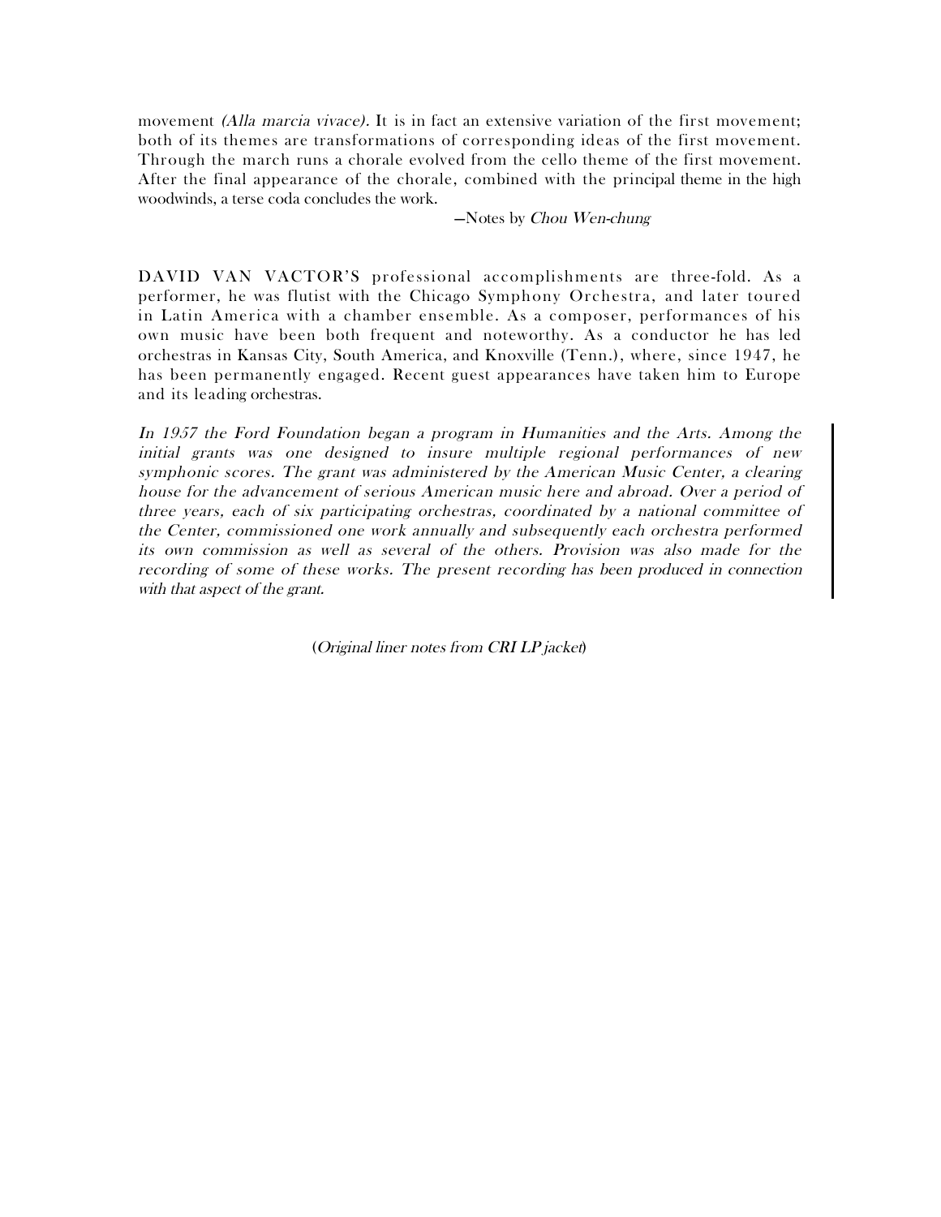movement *(Alla marcia vivace)*. It is in fact an extensive variation of the first movement; both of its themes are transformations of corresponding ideas of the first movement. Through the march runs a chorale evolved from the cello theme of the first movement. After the final appearance of the chorale, combined with the principal theme in the high woodwinds, a terse coda concludes the work.

—Notes by *Chou Wen-chung*

DAVID VAN VACTOR'S professional accomplishments are three-fold. As a performer, he was flutist with the Chicago Symphony Orchestra, and later toured in Latin America with a chamber ensemble. As a composer, performances of his own music have been both frequent and noteworthy. As a conductor he has led orchestras in Kansas City, South America, and Knoxville (Tenn.), where, since 1947, he has been permanently engaged. Recent guest appearances have taken him to Europe and its leading orchestras.

*In 1957 the Ford Foundation began a program in Humanities and the Arts. Among the initial grants was one designed to insure multiple regional performances of new symphonic scores. The grant was administered by the American Music Center, a clearing house for the advancement of serious American music here and abroad. Over a period of three years, each of six participating orchestras, coordinated by a national committee of the Center, commissioned one work annually and subsequently each orchestra performed its own commission as well as several of the others. Provision was also made for the recording of some of these works. The present recording has been produced in connection with that aspect of the grant.*

(*Original liner notes from CRI LP jacket*)